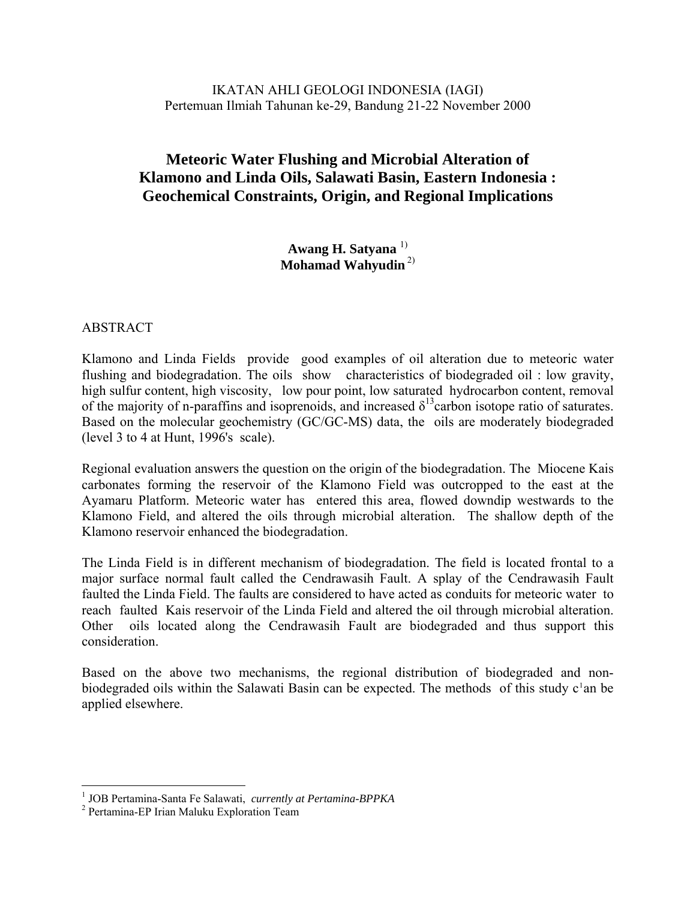IKATAN AHLI GEOLOGI INDONESIA (IAGI)
Pertemuan Ilmiah Tahunan ke-29, Bandung 21-22 November 2000

# Meteoric Water Flushing and Microbial Alteration of Klamono and Linda Oils, Salawati Basin, Eastern Indonesia : Geochemical Constraints, Origin, and Regional Implications

**Awang H. Satyana** [1)]
**Mohamad Wahyudin** [2)]

## ABSTRACT

Klamono and Linda Fields provide good examples of oil alteration due to meteoric water flushing and biodegradation. The oils show characteristics of biodegraded oil : low gravity, high sulfur content, high viscosity, low pour point, low saturated hydrocarbon content, removal of the majority of n-paraffins and isoprenoids, and increased $\delta^{13}$carbon isotope ratio of saturates. Based on the molecular geochemistry (GC/GC-MS) data, the oils are moderately biodegraded (level 3 to 4 at Hunt, 1996's scale).

Regional evaluation answers the question on the origin of the biodegradation. The Miocene Kais carbonates forming the reservoir of the Klamono Field was outcropped to the east at the Ayamaru Platform. Meteoric water has entered this area, flowed downdip westwards to the Klamono Field, and altered the oils through microbial alteration. The shallow depth of the Klamono reservoir enhanced the biodegradation.

The Linda Field is in different mechanism of biodegradation. The field is located frontal to a major surface normal fault called the Cendrawasih Fault. A splay of the Cendrawasih Fault faulted the Linda Field. The faults are considered to have acted as conduits for meteoric water to reach faulted Kais reservoir of the Linda Field and altered the oil through microbial alteration. Other oils located along the Cendrawasih Fault are biodegraded and thus support this consideration.

Based on the above two mechanisms, the regional distribution of biodegraded and non-biodegraded oils within the Salawati Basin can be expected. The methods of this study c[1]an be applied elsewhere.

---

[1] JOB Pertamina-Santa Fe Salawati, *currently at Pertamina-BPPKA*
[2] Pertamina-EP Irian Maluku Exploration Team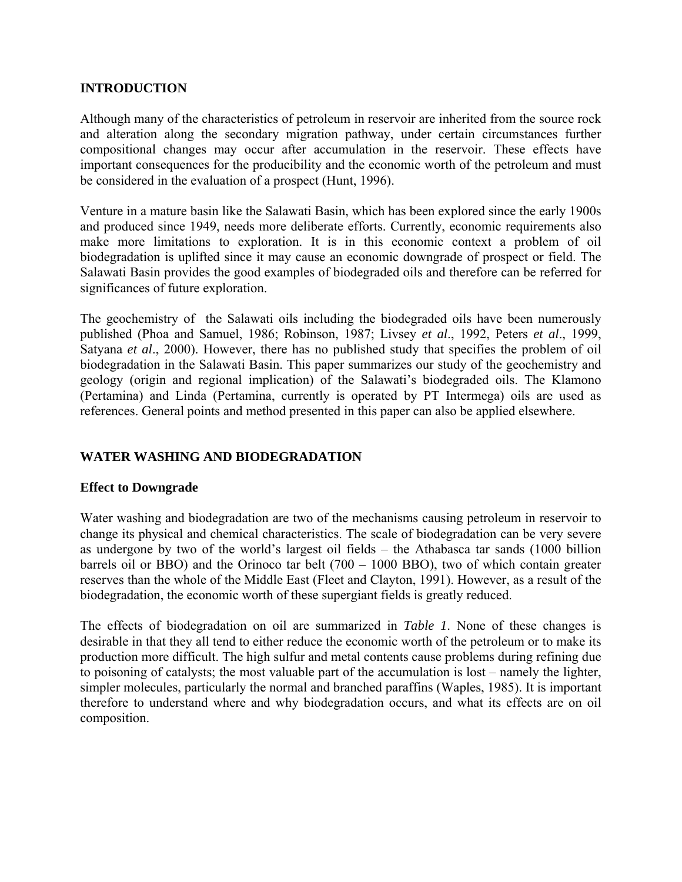## INTRODUCTION

Although many of the characteristics of petroleum in reservoir are inherited from the source rock and alteration along the secondary migration pathway, under certain circumstances further compositional changes may occur after accumulation in the reservoir. These effects have important consequences for the producibility and the economic worth of the petroleum and must be considered in the evaluation of a prospect (Hunt, 1996).

Venture in a mature basin like the Salawati Basin, which has been explored since the early 1900s and produced since 1949, needs more deliberate efforts. Currently, economic requirements also make more limitations to exploration. It is in this economic context a problem of oil biodegradation is uplifted since it may cause an economic downgrade of prospect or field. The Salawati Basin provides the good examples of biodegraded oils and therefore can be referred for significances of future exploration.

The geochemistry of the Salawati oils including the biodegraded oils have been numerously published (Phoa and Samuel, 1986; Robinson, 1987; Livsey *et al*., 1992, Peters *et al*., 1999, Satyana *et al*., 2000). However, there has no published study that specifies the problem of oil biodegradation in the Salawati Basin. This paper summarizes our study of the geochemistry and geology (origin and regional implication) of the Salawati's biodegraded oils. The Klamono (Pertamina) and Linda (Pertamina, currently is operated by PT Intermega) oils are used as references. General points and method presented in this paper can also be applied elsewhere.

## WATER WASHING AND BIODEGRADATION

### Effect to Downgrade

Water washing and biodegradation are two of the mechanisms causing petroleum in reservoir to change its physical and chemical characteristics. The scale of biodegradation can be very severe as undergone by two of the world's largest oil fields – the Athabasca tar sands (1000 billion barrels oil or BBO) and the Orinoco tar belt (700 – 1000 BBO), two of which contain greater reserves than the whole of the Middle East (Fleet and Clayton, 1991). However, as a result of the biodegradation, the economic worth of these supergiant fields is greatly reduced.

The effects of biodegradation on oil are summarized in *Table 1*. None of these changes is desirable in that they all tend to either reduce the economic worth of the petroleum or to make its production more difficult. The high sulfur and metal contents cause problems during refining due to poisoning of catalysts; the most valuable part of the accumulation is lost – namely the lighter, simpler molecules, particularly the normal and branched paraffins (Waples, 1985). It is important therefore to understand where and why biodegradation occurs, and what its effects are on oil composition.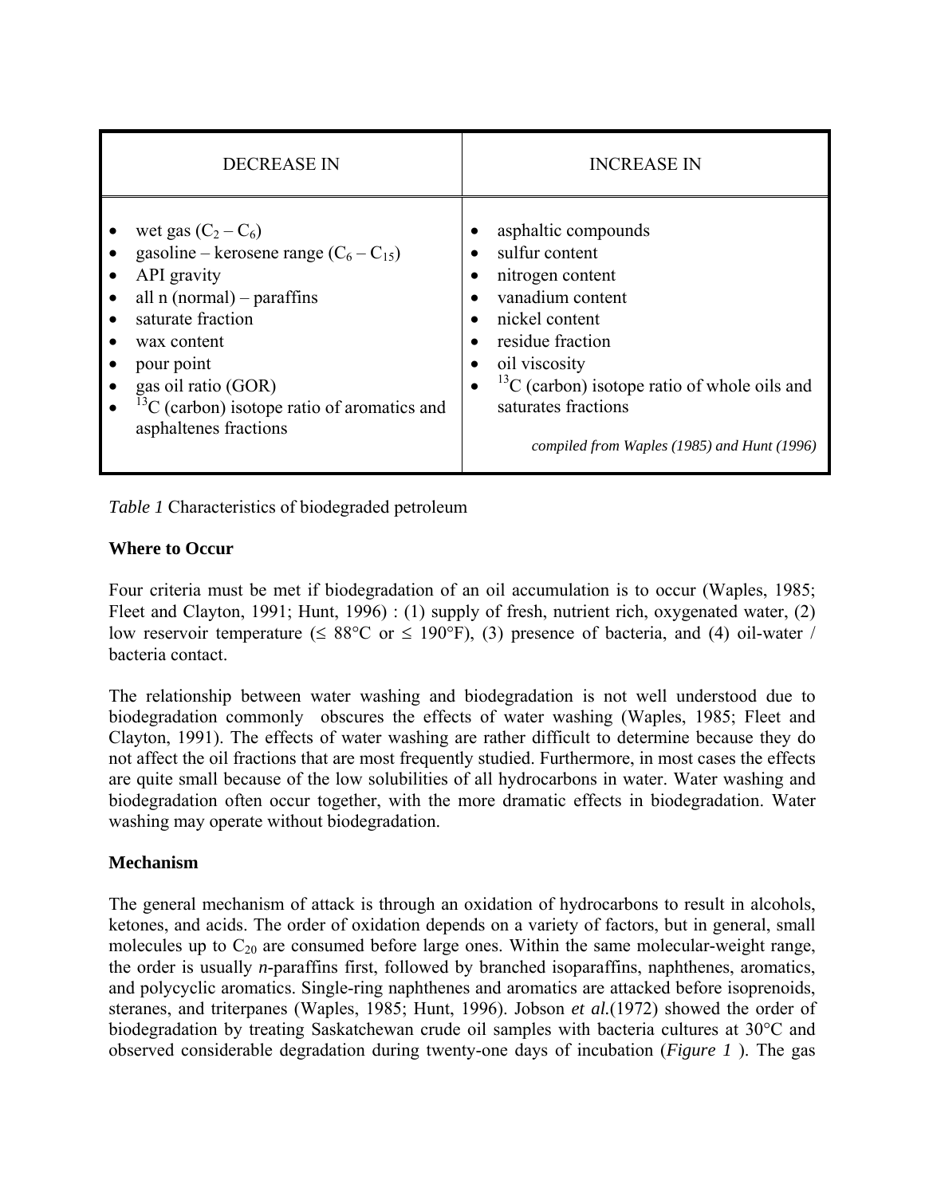| DECREASE IN | INCREASE IN |
|---|---|
| • wet gas ($C_2 – C_6$)<br>• gasoline – kerosene range ($C_6 – C_{15}$)<br>• API gravity<br>• all n (normal) – paraffins<br>• saturate fraction<br>• wax content<br>• pour point<br>• gas oil ratio (GOR)<br>• $^{13}C$ (carbon) isotope ratio of aromatics and asphaltenes fractions | • asphaltic compounds<br>• sulfur content<br>• nitrogen content<br>• vanadium content<br>• nickel content<br>• residue fraction<br>• oil viscosity<br>• $^{13}C$ (carbon) isotope ratio of whole oils and saturates fractions<br><br>*compiled from Waples (1985) and Hunt (1996)* |

*Table 1* Characteristics of biodegraded petroleum

**Where to Occur**

Four criteria must be met if biodegradation of an oil accumulation is to occur (Waples, 1985; Fleet and Clayton, 1991; Hunt, 1996) : (1) supply of fresh, nutrient rich, oxygenated water, (2) low reservoir temperature (≤ 88°C or ≤ 190°F), (3) presence of bacteria, and (4) oil-water / bacteria contact.

The relationship between water washing and biodegradation is not well understood due to biodegradation commonly obscures the effects of water washing (Waples, 1985; Fleet and Clayton, 1991). The effects of water washing are rather difficult to determine because they do not affect the oil fractions that are most frequently studied. Furthermore, in most cases the effects are quite small because of the low solubilities of all hydrocarbons in water. Water washing and biodegradation often occur together, with the more dramatic effects in biodegradation. Water washing may operate without biodegradation.

**Mechanism**

The general mechanism of attack is through an oxidation of hydrocarbons to result in alcohols, ketones, and acids. The order of oxidation depends on a variety of factors, but in general, small molecules up to $C_{20}$ are consumed before large ones. Within the same molecular-weight range, the order is usually *n*-paraffins first, followed by branched isoparaffins, naphthenes, aromatics, and polycyclic aromatics. Single-ring naphthenes and aromatics are attacked before isoprenoids, steranes, and triterpanes (Waples, 1985; Hunt, 1996). Jobson *et al.*(1972) showed the order of biodegradation by treating Saskatchewan crude oil samples with bacteria cultures at 30°C and observed considerable degradation during twenty-one days of incubation (*Figure 1* ). The gas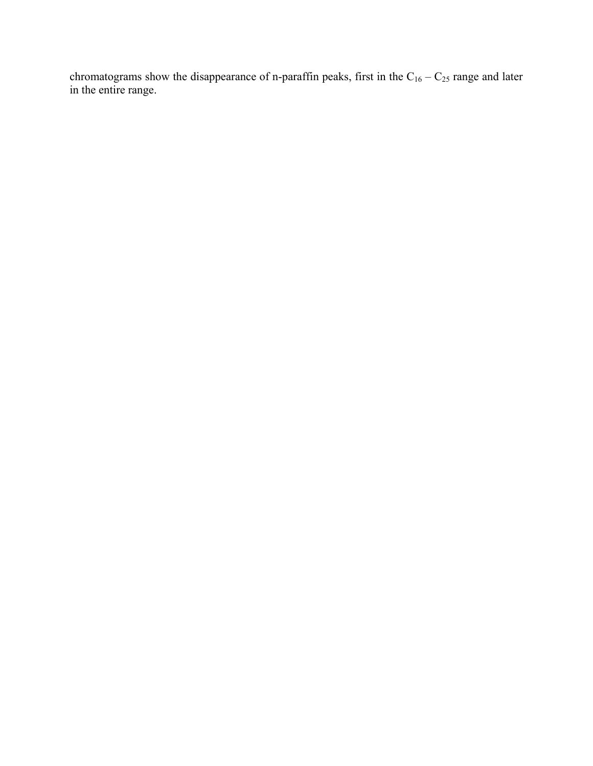chromatograms show the disappearance of n-paraffin peaks, first in the $C_{16} – C_{25}$ range and later in the entire range.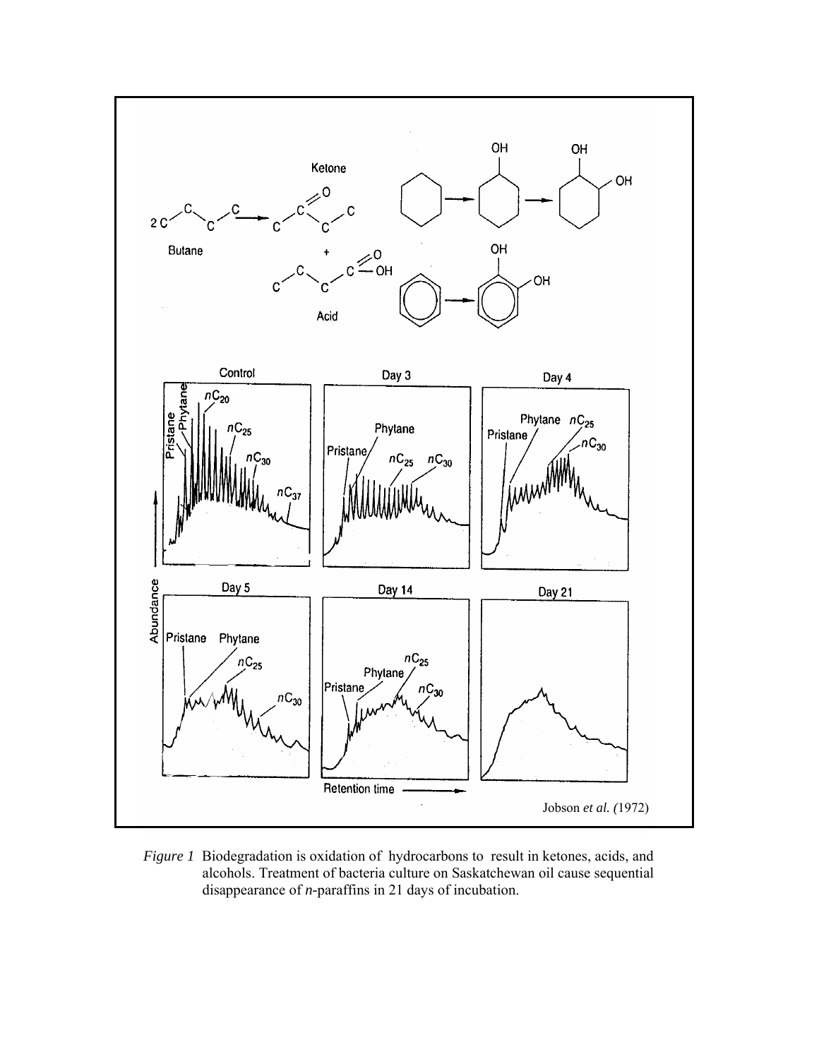Jobson *et al.* (1972)

*Figure 1* Biodegradation is oxidation of hydrocarbons to result in ketones, acids, and alcohols. Treatment of bacteria culture on Saskatchewan oil cause sequential disappearance of *n*-paraffins in 21 days of incubation.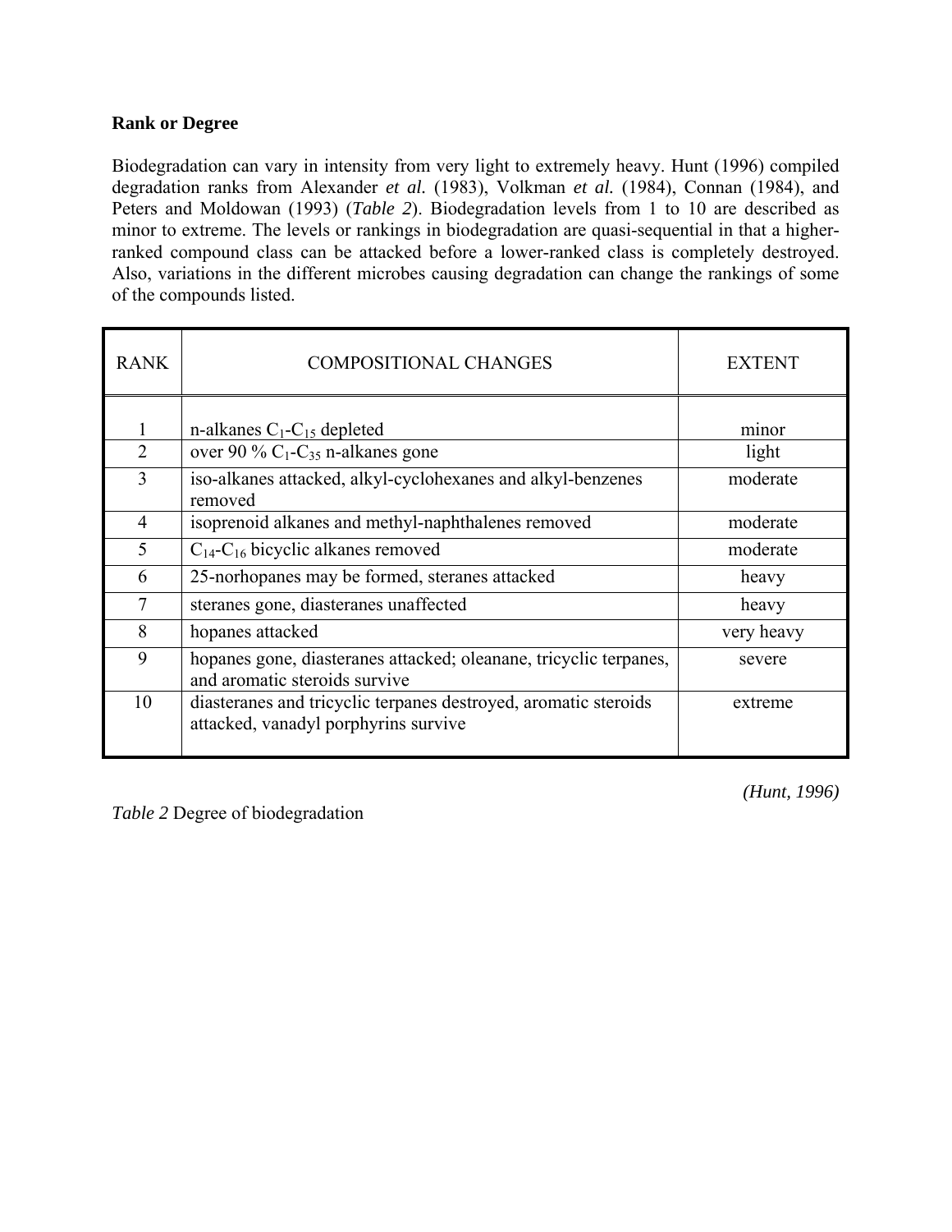### Rank or Degree

Biodegradation can vary in intensity from very light to extremely heavy. Hunt (1996) compiled degradation ranks from Alexander *et al.* (1983), Volkman *et al.* (1984), Connan (1984), and Peters and Moldowan (1993) (*Table 2*). Biodegradation levels from 1 to 10 are described as minor to extreme. The levels or rankings in biodegradation are quasi-sequential in that a higher-ranked compound class can be attacked before a lower-ranked class is completely destroyed. Also, variations in the different microbes causing degradation can change the rankings of some of the compounds listed.

| RANK | COMPOSITIONAL CHANGES | EXTENT |
|---|---|---|
| 1 | n-alkanes $C_1$-$C_{15}$ depleted | minor |
| 2 | over 90 % $C_1$-$C_{35}$ n-alkanes gone | light |
| 3 | iso-alkanes attacked, alkyl-cyclohexanes and alkyl-benzenes removed | moderate |
| 4 | isoprenoid alkanes and methyl-naphthalenes removed | moderate |
| 5 | $C_{14}$-$C_{16}$ bicyclic alkanes removed | moderate |
| 6 | 25-norhopanes may be formed, steranes attacked | heavy |
| 7 | steranes gone, diasteranes unaffected | heavy |
| 8 | hopanes attacked | very heavy |
| 9 | hopanes gone, diasteranes attacked; oleanane, tricyclic terpanes, and aromatic steroids survive | severe |
| 10 | diasteranes and tricyclic terpanes destroyed, aromatic steroids attacked, vanadyl porphyrins survive | extreme |

*(Hunt, 1996)*

*Table 2* Degree of biodegradation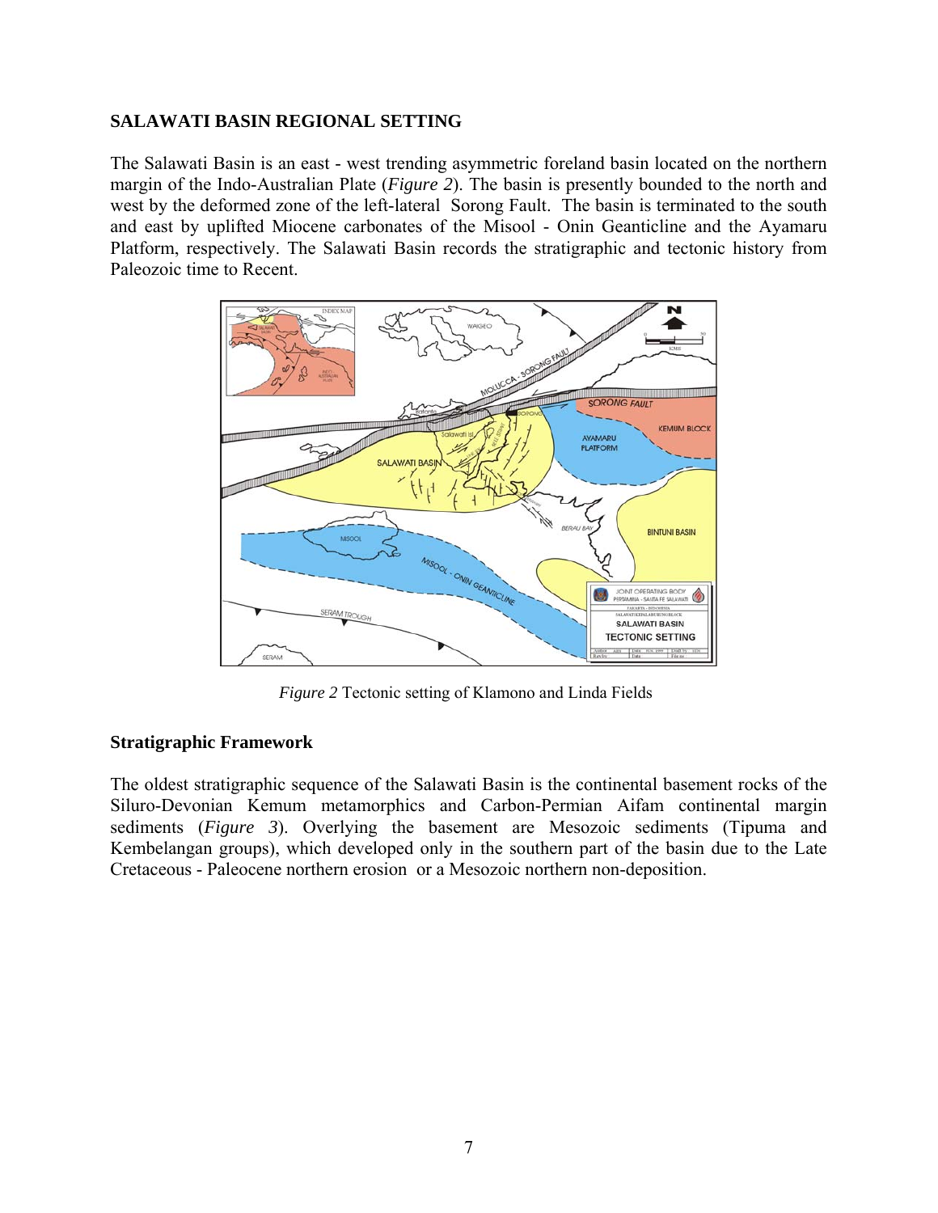## SALAWATI BASIN REGIONAL SETTING

The Salawati Basin is an east - west trending asymmetric foreland basin located on the northern margin of the Indo-Australian Plate (*Figure 2*). The basin is presently bounded to the north and west by the deformed zone of the left-lateral Sorong Fault. The basin is terminated to the south and east by uplifted Miocene carbonates of the Misool - Onin Geanticline and the Ayamaru Platform, respectively. The Salawati Basin records the stratigraphic and tectonic history from Paleozoic time to Recent.

*Figure 2* Tectonic setting of Klamono and Linda Fields

### Stratigraphic Framework

The oldest stratigraphic sequence of the Salawati Basin is the continental basement rocks of the Siluro-Devonian Kemum metamorphics and Carbon-Permian Aifam continental margin sediments (*Figure 3*). Overlying the basement are Mesozoic sediments (Tipuma and Kembelangan groups), which developed only in the southern part of the basin due to the Late Cretaceous - Paleocene northern erosion or a Mesozoic northern non-deposition.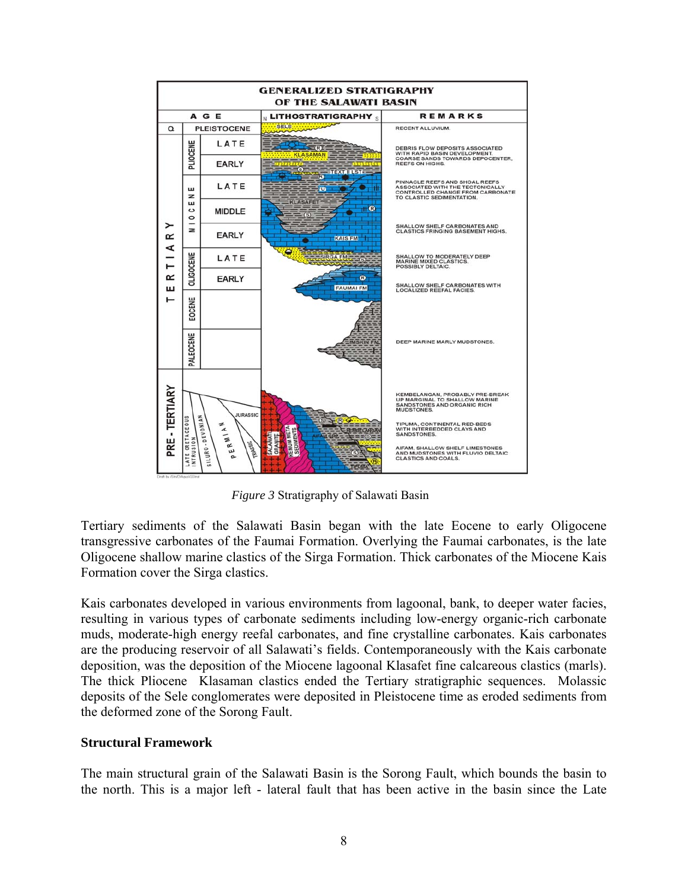*Figure 3* Stratigraphy of Salawati Basin

Tertiary sediments of the Salawati Basin began with the late Eocene to early Oligocene transgressive carbonates of the Faumai Formation. Overlying the Faumai carbonates, is the late Oligocene shallow marine clastics of the Sirga Formation. Thick carbonates of the Miocene Kais Formation cover the Sirga clastics.

Kais carbonates developed in various environments from lagoonal, bank, to deeper water facies, resulting in various types of carbonate sediments including low-energy organic-rich carbonate muds, moderate-high energy reefal carbonates, and fine crystalline carbonates. Kais carbonates are the producing reservoir of all Salawati's fields. Contemporaneously with the Kais carbonate deposition, was the deposition of the Miocene lagoonal Klasafet fine calcareous clastics (marls). The thick Pliocene Klasaman clastics ended the Tertiary stratigraphic sequences. Molassic deposits of the Sele conglomerates were deposited in Pleistocene time as eroded sediments from the deformed zone of the Sorong Fault.

**Structural Framework**

The main structural grain of the Salawati Basin is the Sorong Fault, which bounds the basin to the north. This is a major left - lateral fault that has been active in the basin since the Late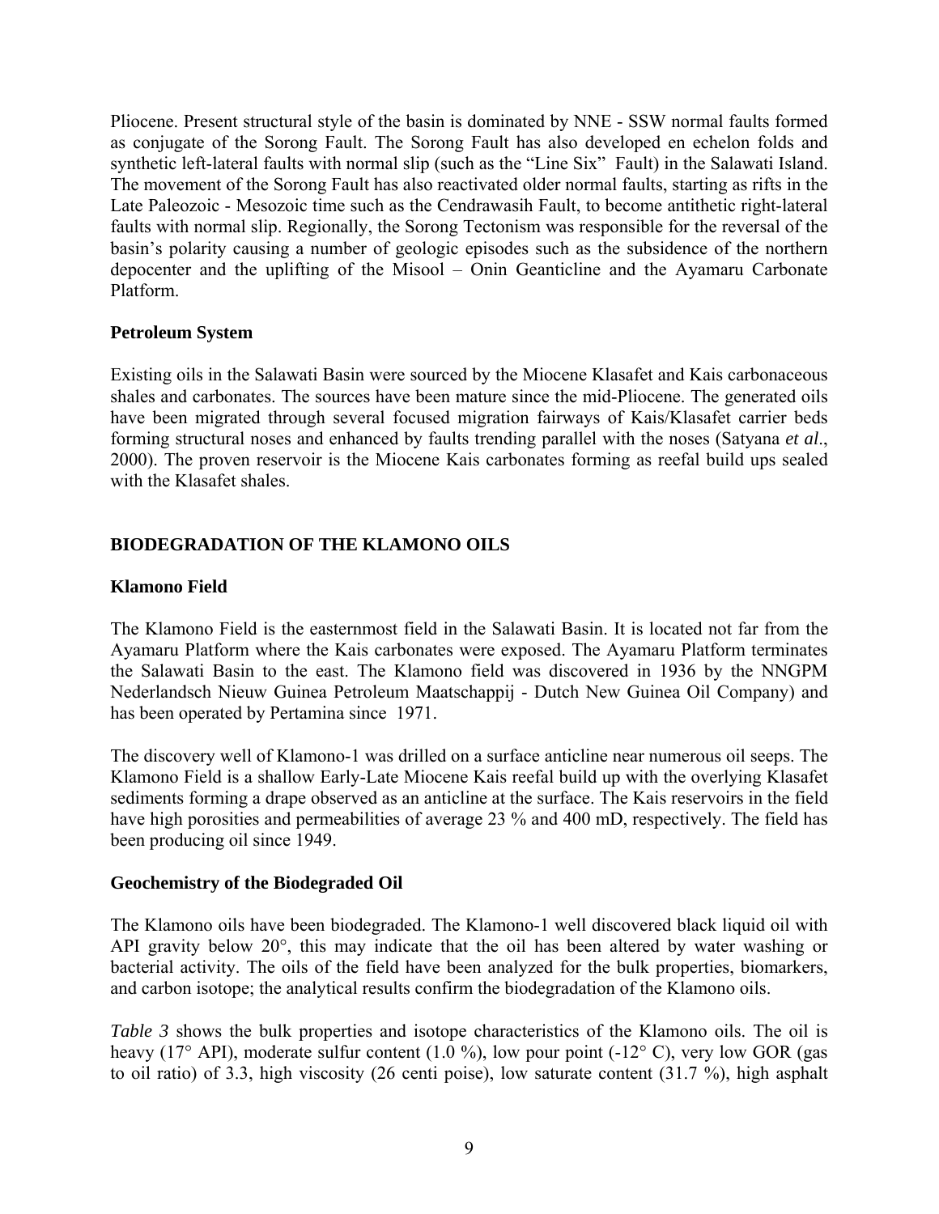Pliocene. Present structural style of the basin is dominated by NNE - SSW normal faults formed as conjugate of the Sorong Fault. The Sorong Fault has also developed en echelon folds and synthetic left-lateral faults with normal slip (such as the "Line Six" Fault) in the Salawati Island. The movement of the Sorong Fault has also reactivated older normal faults, starting as rifts in the Late Paleozoic - Mesozoic time such as the Cendrawasih Fault, to become antithetic right-lateral faults with normal slip. Regionally, the Sorong Tectonism was responsible for the reversal of the basin's polarity causing a number of geologic episodes such as the subsidence of the northern depocenter and the uplifting of the Misool – Onin Geanticline and the Ayamaru Carbonate Platform.

### Petroleum System

Existing oils in the Salawati Basin were sourced by the Miocene Klasafet and Kais carbonaceous shales and carbonates. The sources have been mature since the mid-Pliocene. The generated oils have been migrated through several focused migration fairways of Kais/Klasafet carrier beds forming structural noses and enhanced by faults trending parallel with the noses (Satyana *et al*., 2000). The proven reservoir is the Miocene Kais carbonates forming as reefal build ups sealed with the Klasafet shales.

## BIODEGRADATION OF THE KLAMONO OILS

### Klamono Field

The Klamono Field is the easternmost field in the Salawati Basin. It is located not far from the Ayamaru Platform where the Kais carbonates were exposed. The Ayamaru Platform terminates the Salawati Basin to the east. The Klamono field was discovered in 1936 by the NNGPM Nederlandsch Nieuw Guinea Petroleum Maatschappij - Dutch New Guinea Oil Company) and has been operated by Pertamina since 1971.

The discovery well of Klamono-1 was drilled on a surface anticline near numerous oil seeps. The Klamono Field is a shallow Early-Late Miocene Kais reefal build up with the overlying Klasafet sediments forming a drape observed as an anticline at the surface. The Kais reservoirs in the field have high porosities and permeabilities of average 23 % and 400 mD, respectively. The field has been producing oil since 1949.

### Geochemistry of the Biodegraded Oil

The Klamono oils have been biodegraded. The Klamono-1 well discovered black liquid oil with API gravity below 20°, this may indicate that the oil has been altered by water washing or bacterial activity. The oils of the field have been analyzed for the bulk properties, biomarkers, and carbon isotope; the analytical results confirm the biodegradation of the Klamono oils.

*Table 3* shows the bulk properties and isotope characteristics of the Klamono oils. The oil is heavy (17° API), moderate sulfur content (1.0 %), low pour point (-12° C), very low GOR (gas to oil ratio) of 3.3, high viscosity (26 centi poise), low saturate content (31.7 %), high asphalt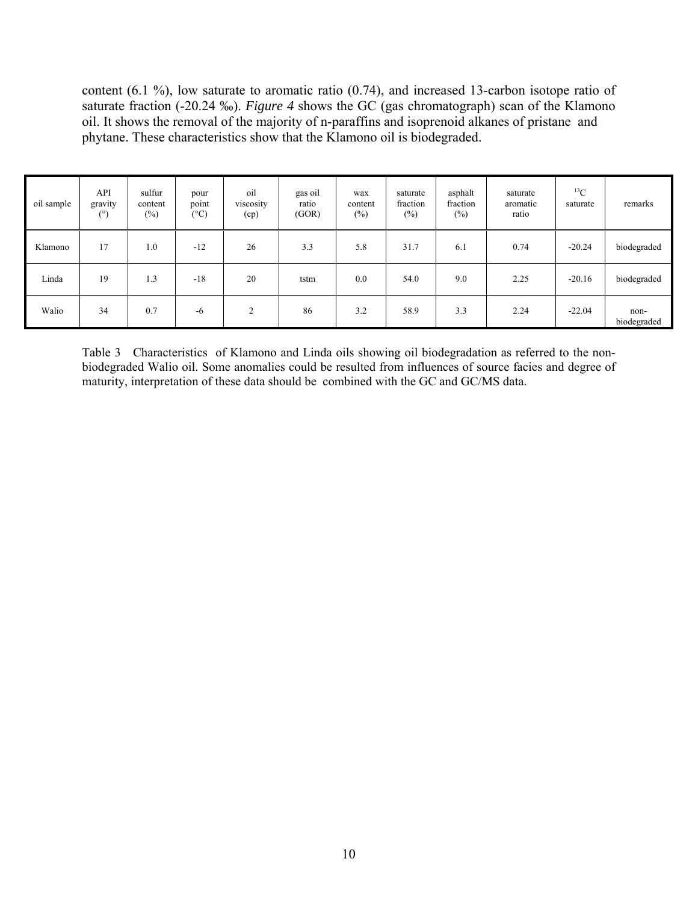content (6.1 %), low saturate to aromatic ratio (0.74), and increased 13-carbon isotope ratio of saturate fraction (-20.24 ‰). *Figure 4* shows the GC (gas chromatograph) scan of the Klamono oil. It shows the removal of the majority of n-paraffins and isoprenoid alkanes of pristane and phytane. These characteristics show that the Klamono oil is biodegraded.

| oil sample | API gravity (°) | sulfur content (%) | pour point (°C) | oil viscosity (cp) | gas oil ratio (GOR) | wax content (%) | saturate fraction (%) | asphalt fraction (%) | saturate aromatic ratio | $^{13}C$ saturate | remarks |
|---|---|---|---|---|---|---|---|---|---|---|---|
| Klamono | 17 | 1.0 | -12 | 26 | 3.3 | 5.8 | 31.7 | 6.1 | 0.74 | -20.24 | biodegraded |
| Linda | 19 | 1.3 | -18 | 20 | tstm | 0.0 | 54.0 | 9.0 | 2.25 | -20.16 | biodegraded |
| Walio | 34 | 0.7 | -6 | 2 | 86 | 3.2 | 58.9 | 3.3 | 2.24 | -22.04 | non-biodegraded |

Table 3 Characteristics of Klamono and Linda oils showing oil biodegradation as referred to the non-biodegraded Walio oil. Some anomalies could be resulted from influences of source facies and degree of maturity, interpretation of these data should be combined with the GC and GC/MS data.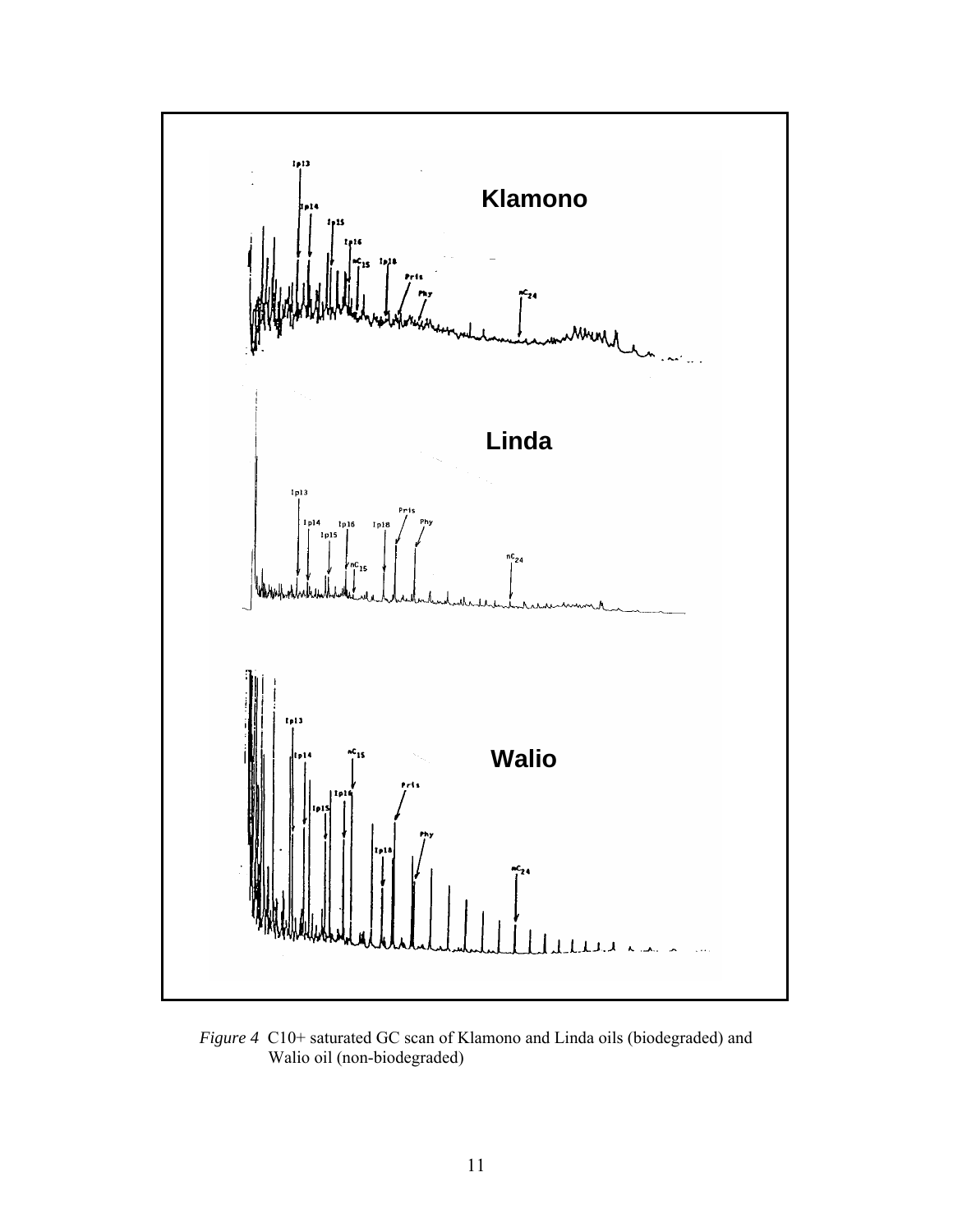*Figure 4* C10+ saturated GC scan of Klamono and Linda oils (biodegraded) and Walio oil (non-biodegraded)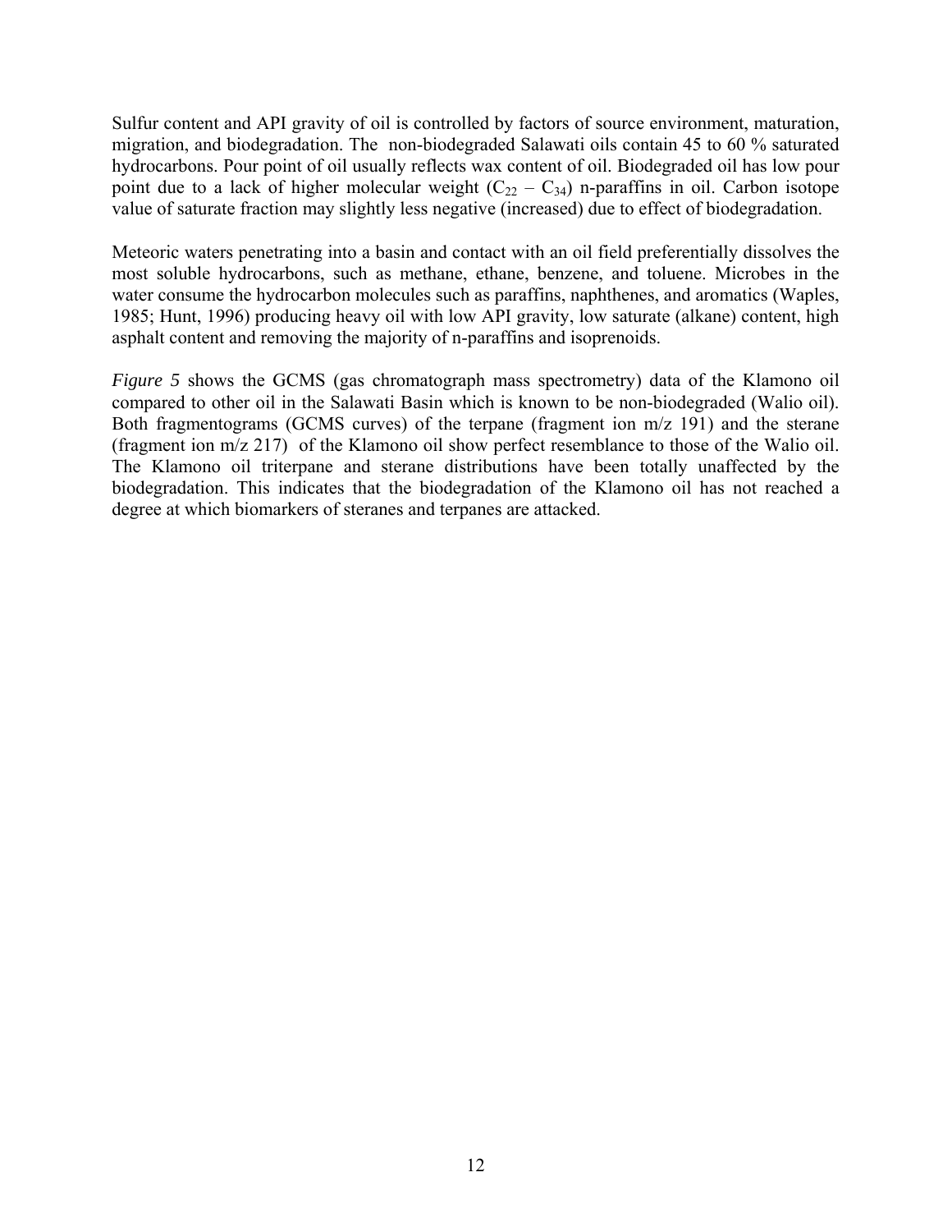Sulfur content and API gravity of oil is controlled by factors of source environment, maturation, migration, and biodegradation. The non-biodegraded Salawati oils contain 45 to 60 % saturated hydrocarbons. Pour point of oil usually reflects wax content of oil. Biodegraded oil has low pour point due to a lack of higher molecular weight ($C_{22}$ – $C_{34}$) n-paraffins in oil. Carbon isotope value of saturate fraction may slightly less negative (increased) due to effect of biodegradation.

Meteoric waters penetrating into a basin and contact with an oil field preferentially dissolves the most soluble hydrocarbons, such as methane, ethane, benzene, and toluene. Microbes in the water consume the hydrocarbon molecules such as paraffins, naphthenes, and aromatics (Waples, 1985; Hunt, 1996) producing heavy oil with low API gravity, low saturate (alkane) content, high asphalt content and removing the majority of n-paraffins and isoprenoids.

*Figure 5* shows the GCMS (gas chromatograph mass spectrometry) data of the Klamono oil compared to other oil in the Salawati Basin which is known to be non-biodegraded (Walio oil). Both fragmentograms (GCMS curves) of the terpane (fragment ion m/z 191) and the sterane (fragment ion m/z 217) of the Klamono oil show perfect resemblance to those of the Walio oil. The Klamono oil triterpane and sterane distributions have been totally unaffected by the biodegradation. This indicates that the biodegradation of the Klamono oil has not reached a degree at which biomarkers of steranes and terpanes are attacked.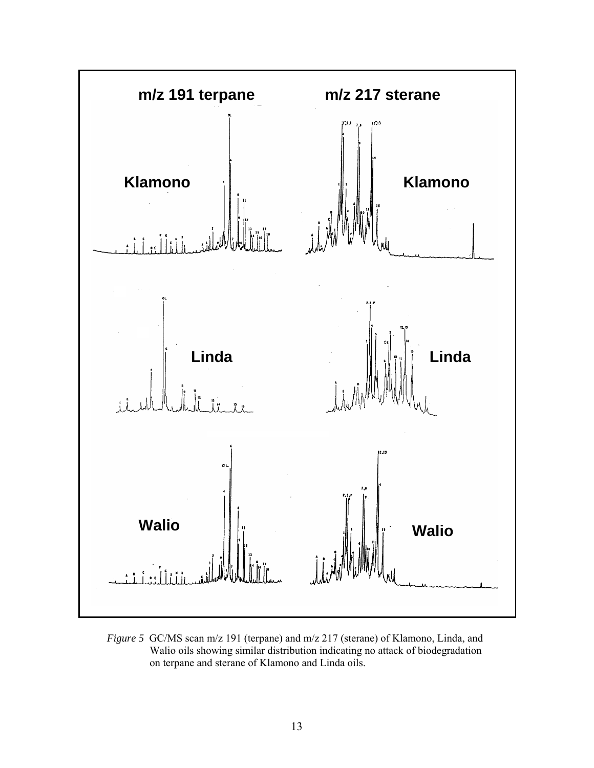*Figure 5* GC/MS scan m/z 191 (terpane) and m/z 217 (sterane) of Klamono, Linda, and Walio oils showing similar distribution indicating no attack of biodegradation on terpane and sterane of Klamono and Linda oils.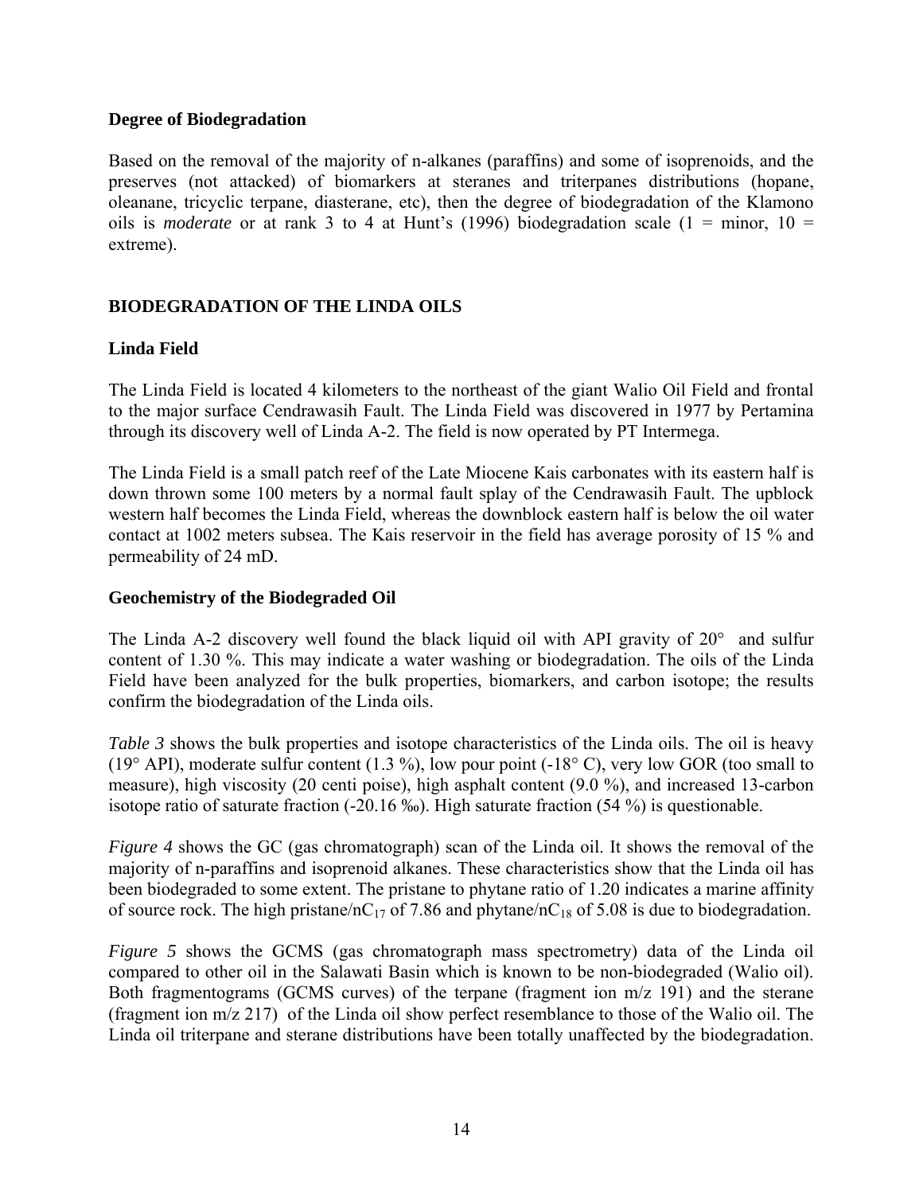### Degree of Biodegradation

Based on the removal of the majority of n-alkanes (paraffins) and some of isoprenoids, and the preserves (not attacked) of biomarkers at steranes and triterpanes distributions (hopane, oleanane, tricyclic terpane, diasterane, etc), then the degree of biodegradation of the Klamono oils is *moderate* or at rank 3 to 4 at Hunt's (1996) biodegradation scale (1 = minor, 10 = extreme).

## BIODEGRADATION OF THE LINDA OILS

### Linda Field

The Linda Field is located 4 kilometers to the northeast of the giant Walio Oil Field and frontal to the major surface Cendrawasih Fault. The Linda Field was discovered in 1977 by Pertamina through its discovery well of Linda A-2. The field is now operated by PT Intermega.

The Linda Field is a small patch reef of the Late Miocene Kais carbonates with its eastern half is down thrown some 100 meters by a normal fault splay of the Cendrawasih Fault. The upblock western half becomes the Linda Field, whereas the downblock eastern half is below the oil water contact at 1002 meters subsea. The Kais reservoir in the field has average porosity of 15 % and permeability of 24 mD.

### Geochemistry of the Biodegraded Oil

The Linda A-2 discovery well found the black liquid oil with API gravity of 20° and sulfur content of 1.30 %. This may indicate a water washing or biodegradation. The oils of the Linda Field have been analyzed for the bulk properties, biomarkers, and carbon isotope; the results confirm the biodegradation of the Linda oils.

*Table 3* shows the bulk properties and isotope characteristics of the Linda oils. The oil is heavy (19° API), moderate sulfur content (1.3 %), low pour point (-18° C), very low GOR (too small to measure), high viscosity (20 centi poise), high asphalt content (9.0 %), and increased 13-carbon isotope ratio of saturate fraction (-20.16 ‰). High saturate fraction (54 %) is questionable.

*Figure 4* shows the GC (gas chromatograph) scan of the Linda oil. It shows the removal of the majority of n-paraffins and isoprenoid alkanes. These characteristics show that the Linda oil has been biodegraded to some extent. The pristane to phytane ratio of 1.20 indicates a marine affinity of source rock. The high pristane/$nC_{17}$ of 7.86 and phytane/$nC_{18}$ of 5.08 is due to biodegradation.

*Figure 5* shows the GCMS (gas chromatograph mass spectrometry) data of the Linda oil compared to other oil in the Salawati Basin which is known to be non-biodegraded (Walio oil). Both fragmentograms (GCMS curves) of the terpane (fragment ion m/z 191) and the sterane (fragment ion m/z 217) of the Linda oil show perfect resemblance to those of the Walio oil. The Linda oil triterpane and sterane distributions have been totally unaffected by the biodegradation.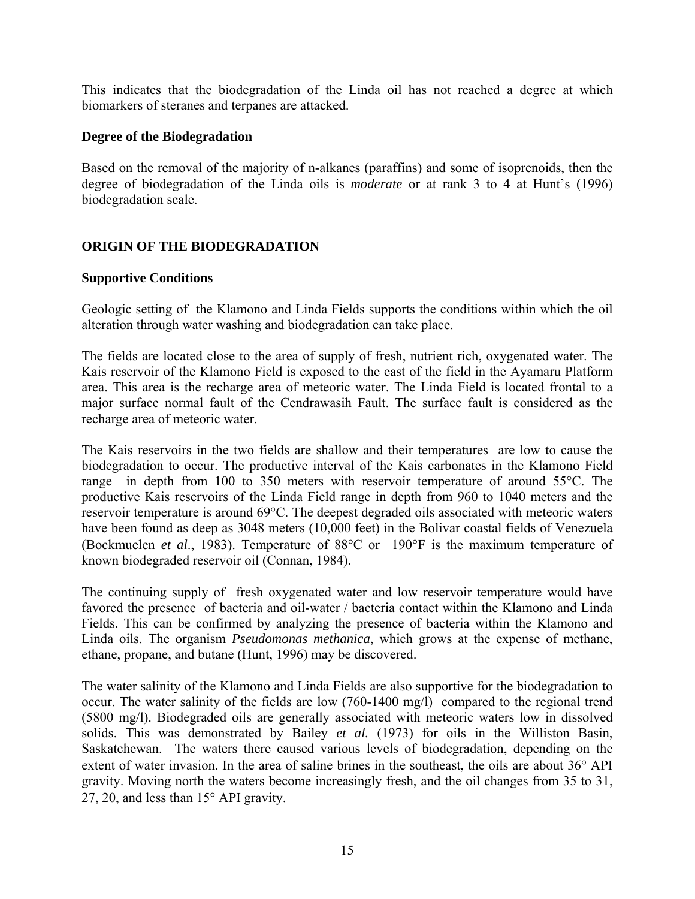This indicates that the biodegradation of the Linda oil has not reached a degree at which biomarkers of steranes and terpanes are attacked.

### Degree of the Biodegradation

Based on the removal of the majority of n-alkanes (paraffins) and some of isoprenoids, then the degree of biodegradation of the Linda oils is *moderate* or at rank 3 to 4 at Hunt's (1996) biodegradation scale.

## ORIGIN OF THE BIODEGRADATION

### Supportive Conditions

Geologic setting of the Klamono and Linda Fields supports the conditions within which the oil alteration through water washing and biodegradation can take place.

The fields are located close to the area of supply of fresh, nutrient rich, oxygenated water. The Kais reservoir of the Klamono Field is exposed to the east of the field in the Ayamaru Platform area. This area is the recharge area of meteoric water. The Linda Field is located frontal to a major surface normal fault of the Cendrawasih Fault. The surface fault is considered as the recharge area of meteoric water.

The Kais reservoirs in the two fields are shallow and their temperatures are low to cause the biodegradation to occur. The productive interval of the Kais carbonates in the Klamono Field range in depth from 100 to 350 meters with reservoir temperature of around 55°C. The productive Kais reservoirs of the Linda Field range in depth from 960 to 1040 meters and the reservoir temperature is around 69°C. The deepest degraded oils associated with meteoric waters have been found as deep as 3048 meters (10,000 feet) in the Bolivar coastal fields of Venezuela (Bockmuelen *et al*., 1983). Temperature of 88°C or 190°F is the maximum temperature of known biodegraded reservoir oil (Connan, 1984).

The continuing supply of fresh oxygenated water and low reservoir temperature would have favored the presence of bacteria and oil-water / bacteria contact within the Klamono and Linda Fields. This can be confirmed by analyzing the presence of bacteria within the Klamono and Linda oils. The organism *Pseudomonas methanica*, which grows at the expense of methane, ethane, propane, and butane (Hunt, 1996) may be discovered.

The water salinity of the Klamono and Linda Fields are also supportive for the biodegradation to occur. The water salinity of the fields are low (760-1400 mg/l) compared to the regional trend (5800 mg/l). Biodegraded oils are generally associated with meteoric waters low in dissolved solids. This was demonstrated by Bailey *et al.* (1973) for oils in the Williston Basin, Saskatchewan. The waters there caused various levels of biodegradation, depending on the extent of water invasion. In the area of saline brines in the southeast, the oils are about 36° API gravity. Moving north the waters become increasingly fresh, and the oil changes from 35 to 31, 27, 20, and less than 15° API gravity.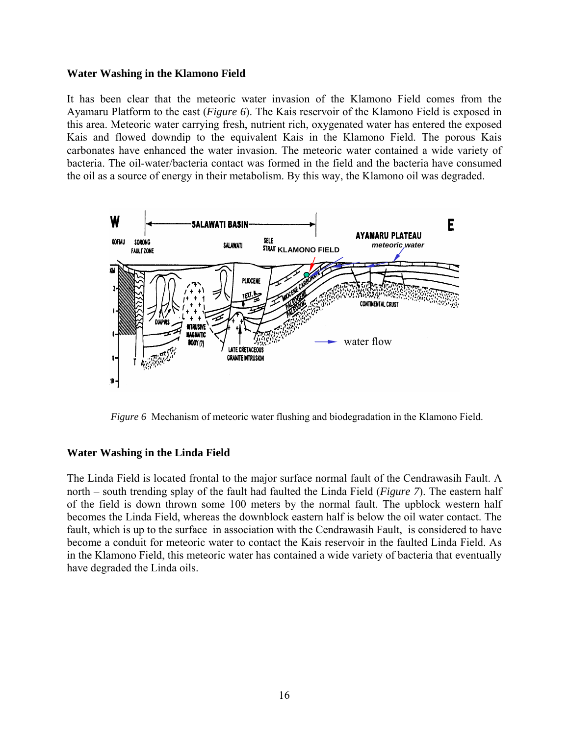### Water Washing in the Klamono Field

It has been clear that the meteoric water invasion of the Klamono Field comes from the Ayamaru Platform to the east (*Figure 6*). The Kais reservoir of the Klamono Field is exposed in this area. Meteoric water carrying fresh, nutrient rich, oxygenated water has entered the exposed Kais and flowed downdip to the equivalent Kais in the Klamono Field. The porous Kais carbonates have enhanced the water invasion. The meteoric water contained a wide variety of bacteria. The oil-water/bacteria contact was formed in the field and the bacteria have consumed the oil as a source of energy in their metabolism. By this way, the Klamono oil was degraded.

*Figure 6* Mechanism of meteoric water flushing and biodegradation in the Klamono Field.

### Water Washing in the Linda Field

The Linda Field is located frontal to the major surface normal fault of the Cendrawasih Fault. A north – south trending splay of the fault had faulted the Linda Field (*Figure 7*). The eastern half of the field is down thrown some 100 meters by the normal fault. The upblock western half becomes the Linda Field, whereas the downblock eastern half is below the oil water contact. The fault, which is up to the surface in association with the Cendrawasih Fault, is considered to have become a conduit for meteoric water to contact the Kais reservoir in the faulted Linda Field. As in the Klamono Field, this meteoric water has contained a wide variety of bacteria that eventually have degraded the Linda oils.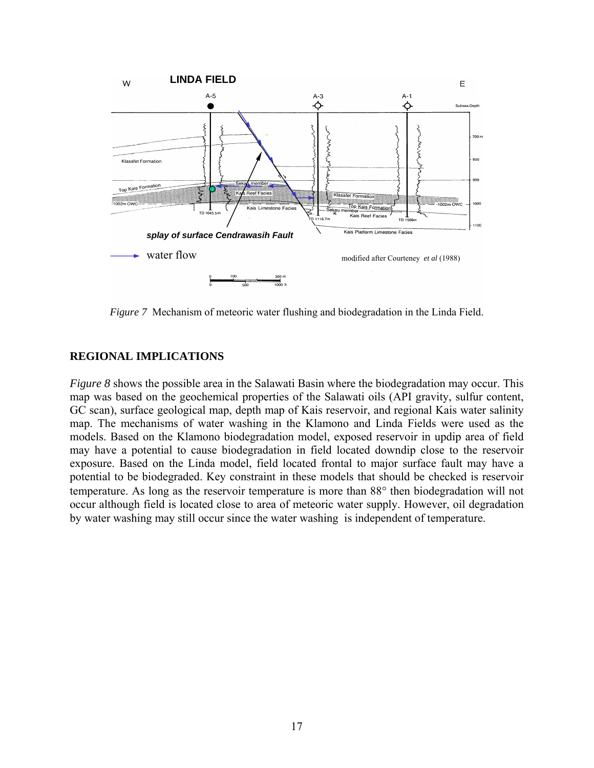*Figure 7* Mechanism of meteoric water flushing and biodegradation in the Linda Field.

## REGIONAL IMPLICATIONS

*Figure 8* shows the possible area in the Salawati Basin where the biodegradation may occur. This map was based on the geochemical properties of the Salawati oils (API gravity, sulfur content, GC scan), surface geological map, depth map of Kais reservoir, and regional Kais water salinity map. The mechanisms of water washing in the Klamono and Linda Fields were used as the models. Based on the Klamono biodegradation model, exposed reservoir in updip area of field may have a potential to cause biodegradation in field located downdip close to the reservoir exposure. Based on the Linda model, field located frontal to major surface fault may have a potential to be biodegraded. Key constraint in these models that should be checked is reservoir temperature. As long as the reservoir temperature is more than 88° then biodegradation will not occur although field is located close to area of meteoric water supply. However, oil degradation by water washing may still occur since the water washing is independent of temperature.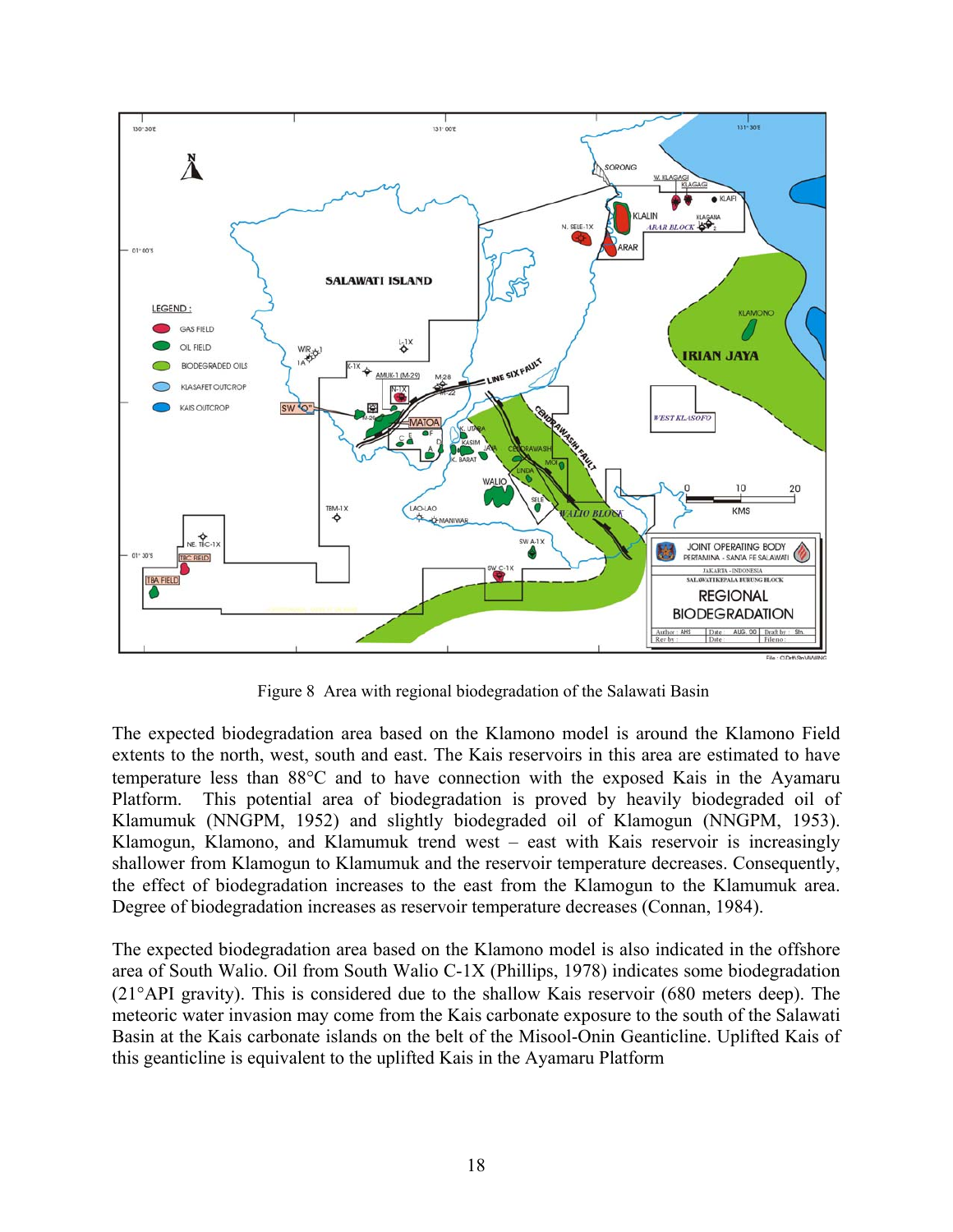Figure 8 Area with regional biodegradation of the Salawati Basin

The expected biodegradation area based on the Klamono model is around the Klamono Field extents to the north, west, south and east. The Kais reservoirs in this area are estimated to have temperature less than 88°C and to have connection with the exposed Kais in the Ayamaru Platform. This potential area of biodegradation is proved by heavily biodegraded oil of Klamumuk (NNGPM, 1952) and slightly biodegraded oil of Klamogun (NNGPM, 1953). Klamogun, Klamono, and Klamumuk trend west – east with Kais reservoir is increasingly shallower from Klamogun to Klamumuk and the reservoir temperature decreases. Consequently, the effect of biodegradation increases to the east from the Klamogun to the Klamumuk area. Degree of biodegradation increases as reservoir temperature decreases (Connan, 1984).

The expected biodegradation area based on the Klamono model is also indicated in the offshore area of South Walio. Oil from South Walio C-1X (Phillips, 1978) indicates some biodegradation (21°API gravity). This is considered due to the shallow Kais reservoir (680 meters deep). The meteoric water invasion may come from the Kais carbonate exposure to the south of the Salawati Basin at the Kais carbonate islands on the belt of the Misool-Onin Geanticline. Uplifted Kais of this geanticline is equivalent to the uplifted Kais in the Ayamaru Platform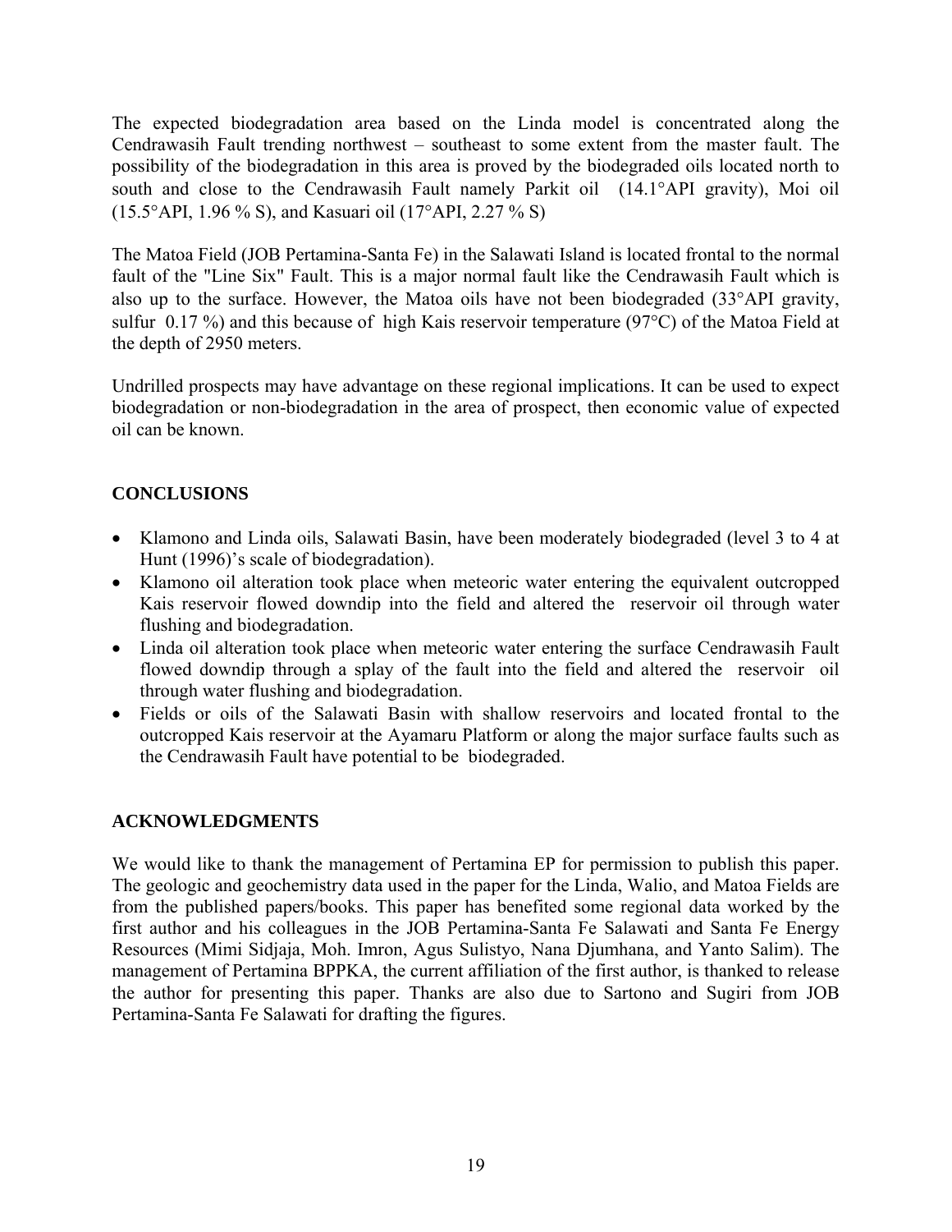The expected biodegradation area based on the Linda model is concentrated along the Cendrawasih Fault trending northwest – southeast to some extent from the master fault. The possibility of the biodegradation in this area is proved by the biodegraded oils located north to south and close to the Cendrawasih Fault namely Parkit oil (14.1°API gravity), Moi oil (15.5°API, 1.96 % S), and Kasuari oil (17°API, 2.27 % S)

The Matoa Field (JOB Pertamina-Santa Fe) in the Salawati Island is located frontal to the normal fault of the "Line Six" Fault. This is a major normal fault like the Cendrawasih Fault which is also up to the surface. However, the Matoa oils have not been biodegraded (33°API gravity, sulfur 0.17 %) and this because of high Kais reservoir temperature (97°C) of the Matoa Field at the depth of 2950 meters.

Undrilled prospects may have advantage on these regional implications. It can be used to expect biodegradation or non-biodegradation in the area of prospect, then economic value of expected oil can be known.

## CONCLUSIONS

- Klamono and Linda oils, Salawati Basin, have been moderately biodegraded (level 3 to 4 at Hunt (1996)'s scale of biodegradation).
- Klamono oil alteration took place when meteoric water entering the equivalent outcropped Kais reservoir flowed downdip into the field and altered the reservoir oil through water flushing and biodegradation.
- Linda oil alteration took place when meteoric water entering the surface Cendrawasih Fault flowed downdip through a splay of the fault into the field and altered the reservoir oil through water flushing and biodegradation.
- Fields or oils of the Salawati Basin with shallow reservoirs and located frontal to the outcropped Kais reservoir at the Ayamaru Platform or along the major surface faults such as the Cendrawasih Fault have potential to be biodegraded.

## ACKNOWLEDGMENTS

We would like to thank the management of Pertamina EP for permission to publish this paper. The geologic and geochemistry data used in the paper for the Linda, Walio, and Matoa Fields are from the published papers/books. This paper has benefited some regional data worked by the first author and his colleagues in the JOB Pertamina-Santa Fe Salawati and Santa Fe Energy Resources (Mimi Sidjaja, Moh. Imron, Agus Sulistyo, Nana Djumhana, and Yanto Salim). The management of Pertamina BPPKA, the current affiliation of the first author, is thanked to release the author for presenting this paper. Thanks are also due to Sartono and Sugiri from JOB Pertamina-Santa Fe Salawati for drafting the figures.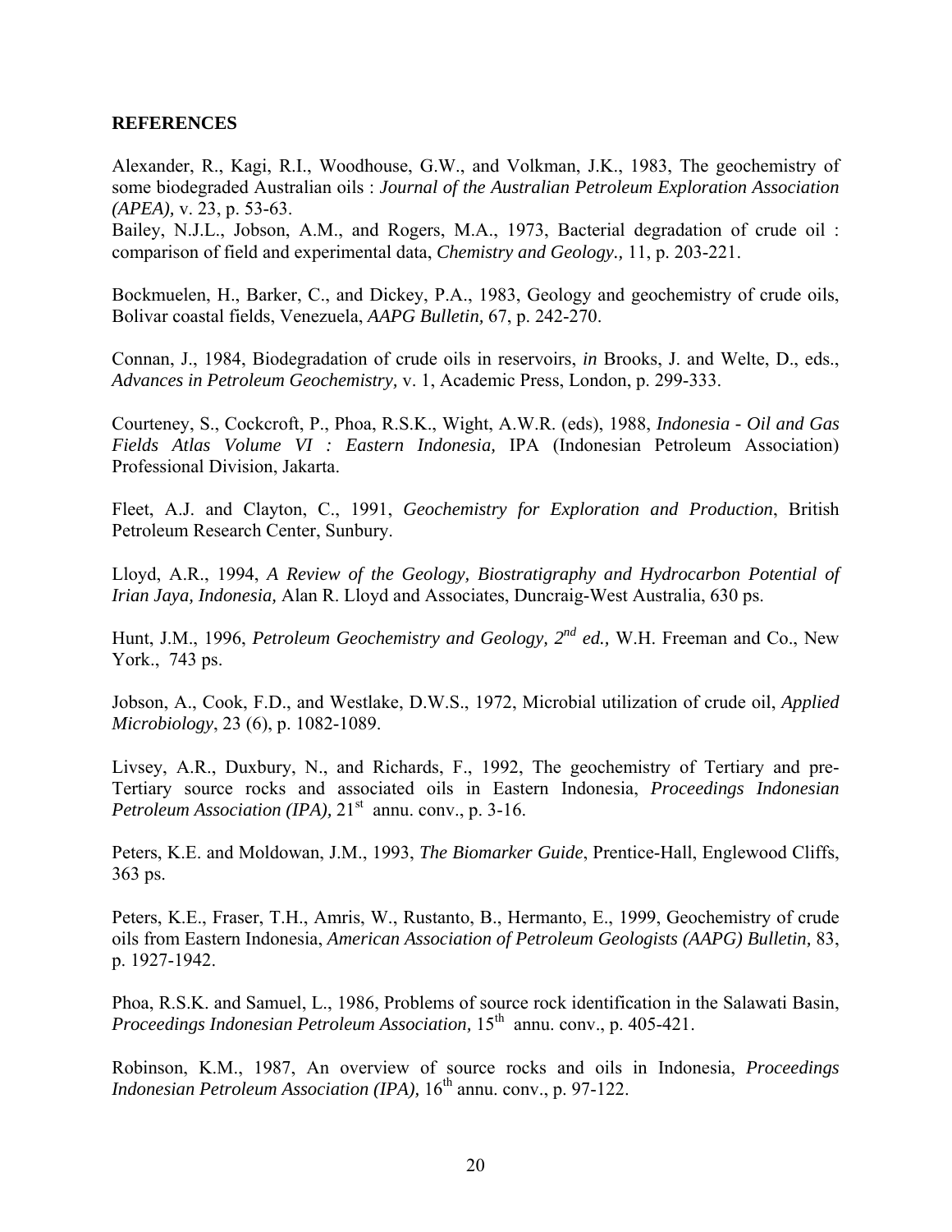**REFERENCES**

Alexander, R., Kagi, R.I., Woodhouse, G.W., and Volkman, J.K., 1983, The geochemistry of some biodegraded Australian oils : *Journal of the Australian Petroleum Exploration Association (APEA),* v. 23, p. 53-63.
Bailey, N.J.L., Jobson, A.M., and Rogers, M.A., 1973, Bacterial degradation of crude oil : comparison of field and experimental data, *Chemistry and Geology.,* 11, p. 203-221.

Bockmuelen, H., Barker, C., and Dickey, P.A., 1983, Geology and geochemistry of crude oils, Bolivar coastal fields, Venezuela, *AAPG Bulletin,* 67, p. 242-270.

Connan, J., 1984, Biodegradation of crude oils in reservoirs, *in* Brooks, J. and Welte, D., eds., *Advances in Petroleum Geochemistry,* v. 1, Academic Press, London, p. 299-333.

Courteney, S., Cockcroft, P., Phoa, R.S.K., Wight, A.W.R. (eds), 1988, *Indonesia - Oil and Gas Fields Atlas Volume VI : Eastern Indonesia,* IPA (Indonesian Petroleum Association) Professional Division, Jakarta.

Fleet, A.J. and Clayton, C., 1991, *Geochemistry for Exploration and Production*, British Petroleum Research Center, Sunbury.

Lloyd, A.R., 1994, *A Review of the Geology, Biostratigraphy and Hydrocarbon Potential of Irian Jaya, Indonesia,* Alan R. Lloyd and Associates, Duncraig-West Australia, 630 ps.

Hunt, J.M., 1996, *Petroleum Geochemistry and Geology, 2nd ed.,* W.H. Freeman and Co., New York., 743 ps.

Jobson, A., Cook, F.D., and Westlake, D.W.S., 1972, Microbial utilization of crude oil, *Applied Microbiology*, 23 (6), p. 1082-1089.

Livsey, A.R., Duxbury, N., and Richards, F., 1992, The geochemistry of Tertiary and pre-Tertiary source rocks and associated oils in Eastern Indonesia, *Proceedings Indonesian Petroleum Association (IPA),* 21st annu. conv., p. 3-16.

Peters, K.E. and Moldowan, J.M., 1993, *The Biomarker Guide*, Prentice-Hall, Englewood Cliffs, 363 ps.

Peters, K.E., Fraser, T.H., Amris, W., Rustanto, B., Hermanto, E., 1999, Geochemistry of crude oils from Eastern Indonesia, *American Association of Petroleum Geologists (AAPG) Bulletin,* 83, p. 1927-1942.

Phoa, R.S.K. and Samuel, L., 1986, Problems of source rock identification in the Salawati Basin, *Proceedings Indonesian Petroleum Association,* 15th annu. conv., p. 405-421.

Robinson, K.M., 1987, An overview of source rocks and oils in Indonesia, *Proceedings Indonesian Petroleum Association (IPA),* 16th annu. conv., p. 97-122.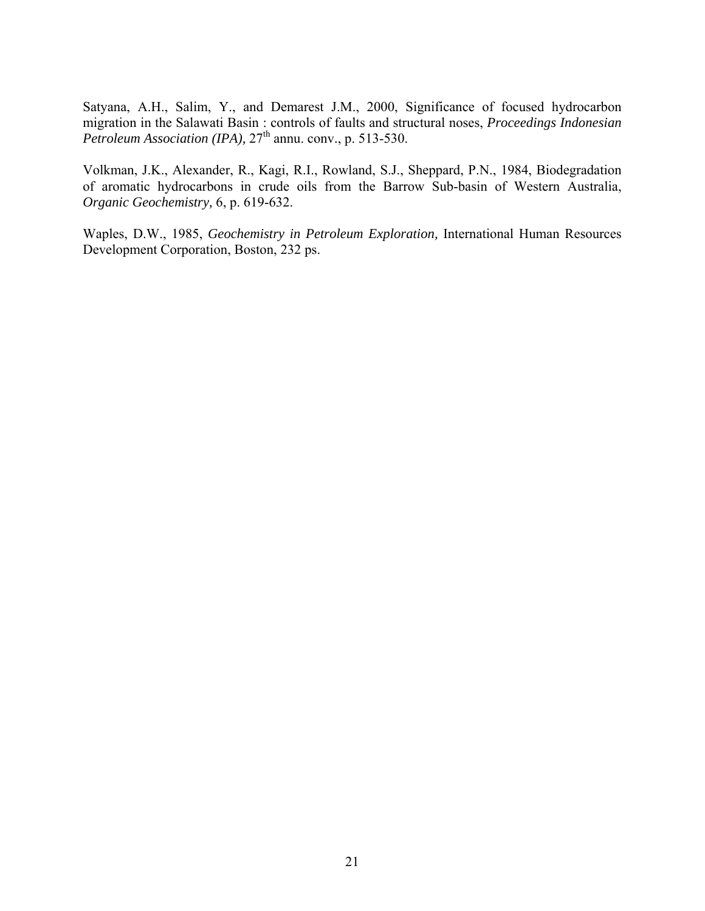Satyana, A.H., Salim, Y., and Demarest J.M., 2000, Significance of focused hydrocarbon migration in the Salawati Basin : controls of faults and structural noses, *Proceedings Indonesian Petroleum Association (IPA),* 27th annu. conv., p. 513-530.

Volkman, J.K., Alexander, R., Kagi, R.I., Rowland, S.J., Sheppard, P.N., 1984, Biodegradation of aromatic hydrocarbons in crude oils from the Barrow Sub-basin of Western Australia, *Organic Geochemistry,* 6, p. 619-632.

Waples, D.W., 1985, *Geochemistry in Petroleum Exploration,* International Human Resources Development Corporation, Boston, 232 ps.